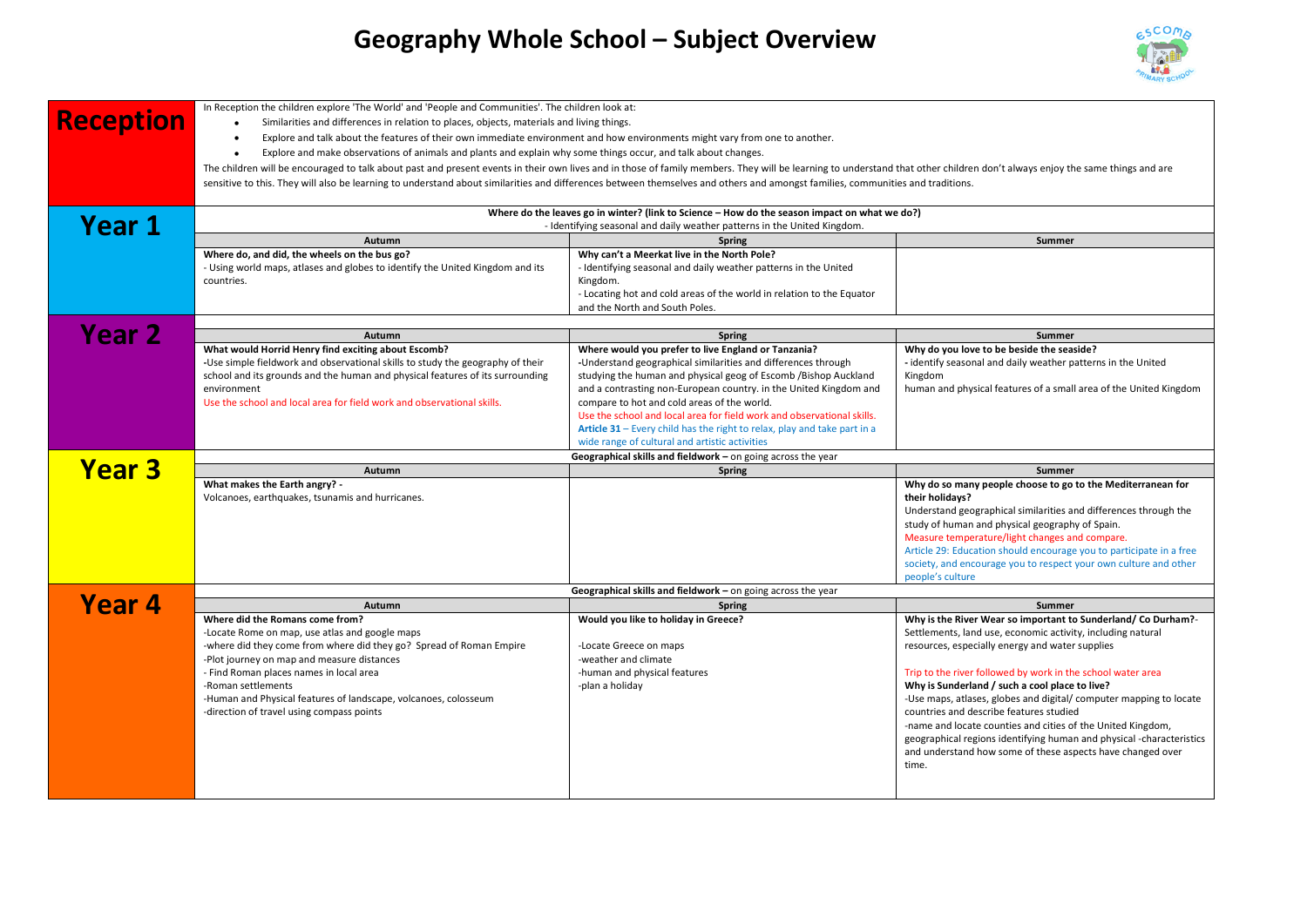# Geography Whole School – Subject Overview

## Reception

In Reception the children explore 'The World' and 'People and Communities'. The children look at:

- Similarities and differences in relation to places, objects, materials and living things.
- Explore and talk about the features of their own immediate environment and how environments might vary from one to another.
- Explore and make observations of animals and plants and explain why some things occur, and talk about changes.

The children will be encouraged to talk about past and present events in their own lives and in those of family members. They will be learning to understand that other children don't always enjoy the same things and are sensitive to this. They will also be learning to understand about similarities and differences between themselves and others and amongst families, communities and traditions.

## Year 1

**Where do the leaves go in winter? (link to Science – How do the season impact on what we do?)**
- Identifying seasonal and daily weather patterns in the United Kingdom.

| Autumn | Spring | Summer |
|---|---|---|
| **Where do, and did, the wheels on the bus go?**<br>- Using world maps, atlases and globes to identify the United Kingdom and its countries. | **Why can't a Meerkat live in the North Pole?**<br>- Identifying seasonal and daily weather patterns in the United Kingdom.<br>- Locating hot and cold areas of the world in relation to the Equator and the North and South Poles. | |

## Year 2

| Autumn | Spring | Summer |
|---|---|---|
| **What would Horrid Henry find exciting about Escomb?**<br>-Use simple fieldwork and observational skills to study the geography of their school and its grounds and the human and physical features of its surrounding environment<br>Use the school and local area for field work and observational skills. | **Where would you prefer to live England or Tanzania?**<br>-Understand geographical similarities and differences through studying the human and physical geog of Escomb /Bishop Auckland and a contrasting non-European country. in the United Kingdom and compare to hot and cold areas of the world.<br>Use the school and local area for field work and observational skills.<br>**Article 31** – Every child has the right to relax, play and take part in a wide range of cultural and artistic activities | **Why do you love to be beside the seaside?**<br>- identify seasonal and daily weather patterns in the United Kingdom<br>human and physical features of a small area of the United Kingdom |

## Year 3

**Geographical skills and fieldwork** – on going across the year

| Autumn | Spring | Summer |
|---|---|---|
| **What makes the Earth angry? -**<br>Volcanoes, earthquakes, tsunamis and hurricanes. | | **Why do so many people choose to go to the Mediterranean for their holidays?**<br>Understand geographical similarities and differences through the study of human and physical geography of Spain.<br>Measure temperature/light changes and compare.<br>Article 29: Education should encourage you to participate in a free society, and encourage you to respect your own culture and other people's culture |

## Year 4

**Geographical skills and fieldwork** – on going across the year

| Autumn | Spring | Summer |
|---|---|---|
| **Where did the Romans come from?**<br>-Locate Rome on map, use atlas and google maps<br>-where did they come from where did they go? Spread of Roman Empire<br>-Plot journey on map and measure distances<br>- Find Roman places names in local area<br>-Roman settlements<br>-Human and Physical features of landscape, volcanoes, colosseum<br>-direction of travel using compass points | **Would you like to holiday in Greece?**<br><br>-Locate Greece on maps<br>-weather and climate<br>-human and physical features<br>-plan a holiday | **Why is the River Wear so important to Sunderland/ Co Durham?**-<br>Settlements, land use, economic activity, including natural resources, especially energy and water supplies<br><br>Trip to the river followed by work in the school water area<br>**Why is Sunderland / such a cool place to live?**<br>-Use maps, atlases, globes and digital/ computer mapping to locate countries and describe features studied<br>-name and locate counties and cities of the United Kingdom, geographical regions identifying human and physical -characteristics and understand how some of these aspects have changed over time. |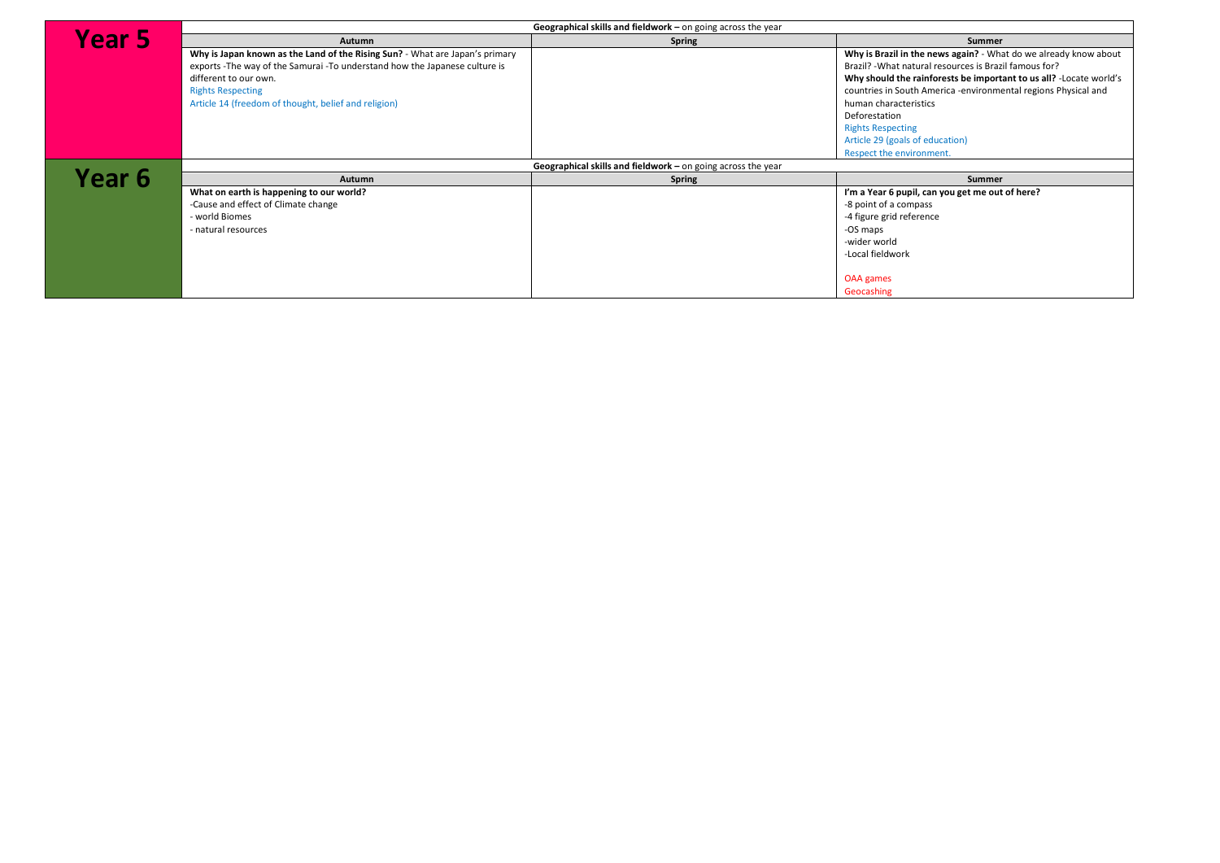## Year 5

**Geographical skills and fieldwork –** on going across the year

| Autumn | Spring | Summer |
|---|---|---|
| **Why is Japan known as the Land of the Rising Sun?** - What are Japan's primary exports -The way of the Samurai -To understand how the Japanese culture is different to our own.<br>Rights Respecting<br>Article 14 (freedom of thought, belief and religion) | | **Why is Brazil in the news again?** - What do we already know about Brazil? -What natural resources is Brazil famous for?<br>**Why should the rainforests be important to us all?** -Locate world's countries in South America -environmental regions Physical and human characteristics<br>Deforestation<br>Rights Respecting<br>Article 29 (goals of education)<br>Respect the environment. |

## Year 6

**Geographical skills and fieldwork –** on going across the year

| Autumn | Spring | Summer |
|---|---|---|
| **What on earth is happening to our world?**<br>-Cause and effect of Climate change<br>- world Biomes<br>- natural resources | | **I'm a Year 6 pupil, can you get me out of here?**<br>-8 point of a compass<br>-4 figure grid reference<br>-OS maps<br>-wider world<br>-Local fieldwork<br><br>OAA games<br>Geocashing |